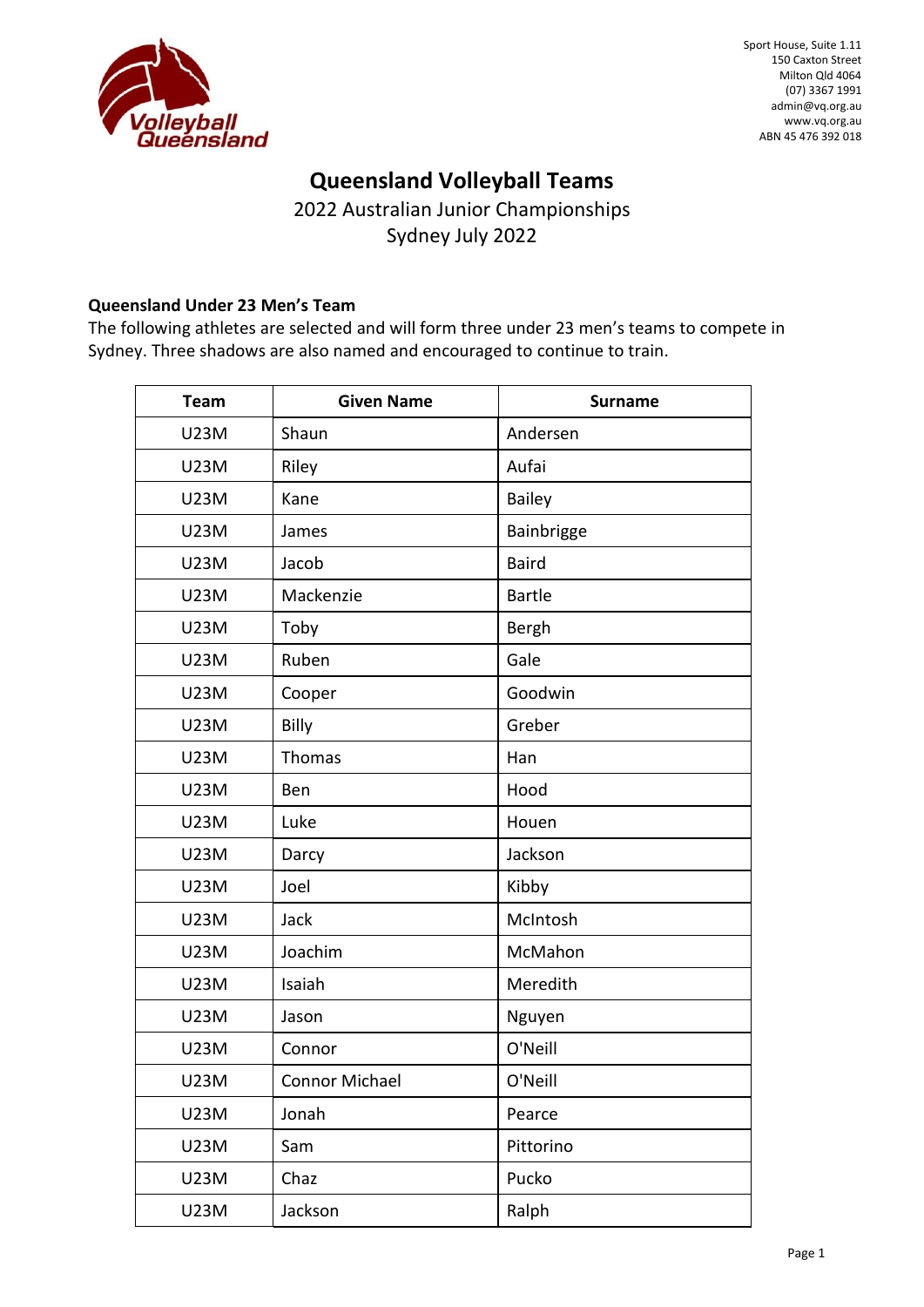Sport House, Suite 1.11
150 Caxton Street
Milton Qld 4064
(07) 3367 1991
admin@vq.org.au
www.vq.org.au
ABN 45 476 392 018

# Queensland Volleyball Teams

2022 Australian Junior Championships
Sydney July 2022

**Queensland Under 23 Men's Team**

The following athletes are selected and will form three under 23 men's teams to compete in Sydney. Three shadows are also named and encouraged to continue to train.

| Team | Given Name | Surname |
|---|---|---|
| U23M | Shaun | Andersen |
| U23M | Riley | Aufai |
| U23M | Kane | Bailey |
| U23M | James | Bainbrigge |
| U23M | Jacob | Baird |
| U23M | Mackenzie | Bartle |
| U23M | Toby | Bergh |
| U23M | Ruben | Gale |
| U23M | Cooper | Goodwin |
| U23M | Billy | Greber |
| U23M | Thomas | Han |
| U23M | Ben | Hood |
| U23M | Luke | Houen |
| U23M | Darcy | Jackson |
| U23M | Joel | Kibby |
| U23M | Jack | McIntosh |
| U23M | Joachim | McMahon |
| U23M | Isaiah | Meredith |
| U23M | Jason | Nguyen |
| U23M | Connor | O'Neill |
| U23M | Connor Michael | O'Neill |
| U23M | Jonah | Pearce |
| U23M | Sam | Pittorino |
| U23M | Chaz | Pucko |
| U23M | Jackson | Ralph |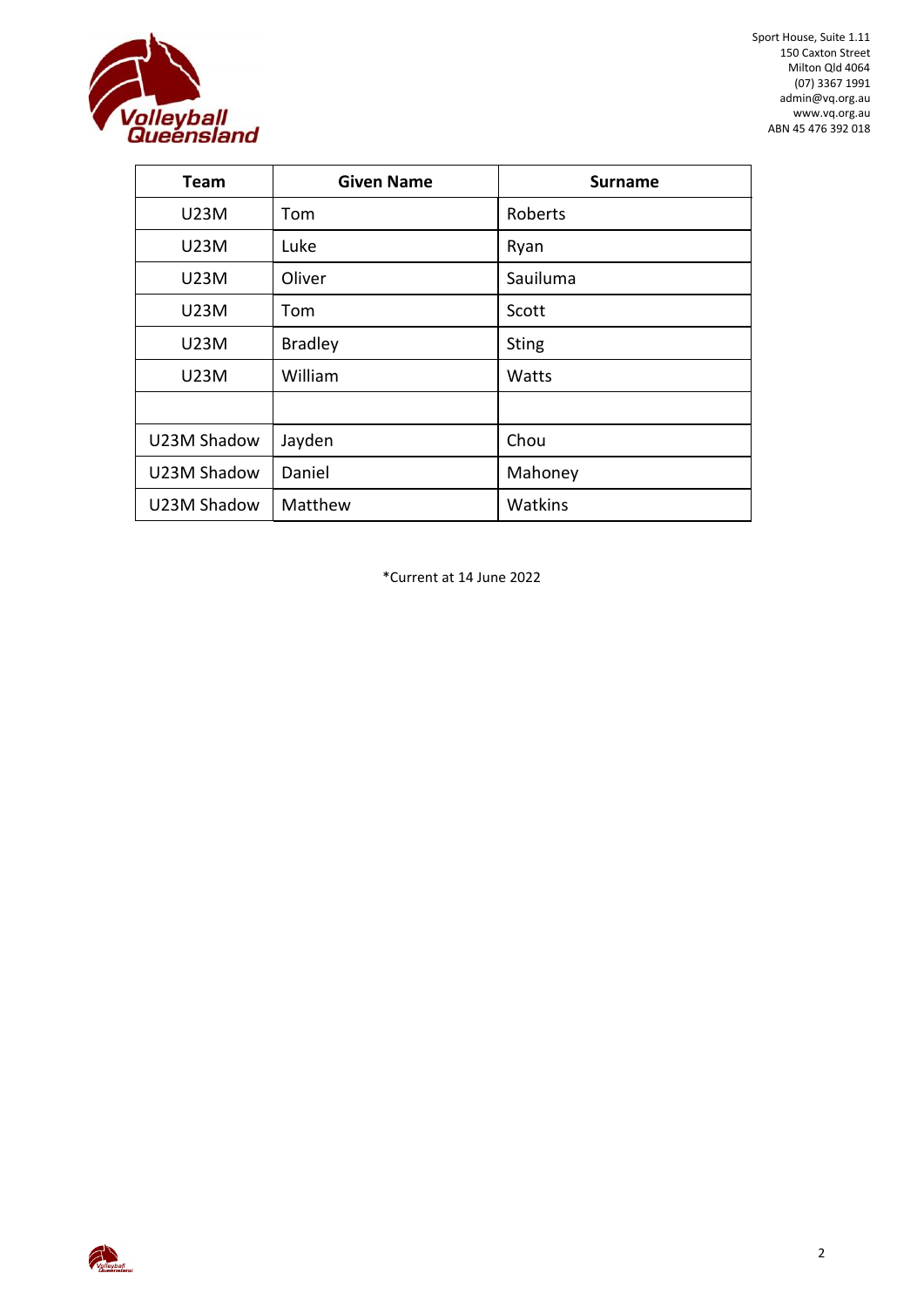| Team | Given Name | Surname |
|---|---|---|
| U23M | Tom | Roberts |
| U23M | Luke | Ryan |
| U23M | Oliver | Sauiluma |
| U23M | Tom | Scott |
| U23M | Bradley | Sting |
| U23M | William | Watts |
| | | |
| U23M Shadow | Jayden | Chou |
| U23M Shadow | Daniel | Mahoney |
| U23M Shadow | Matthew | Watkins |

*Current at 14 June 2022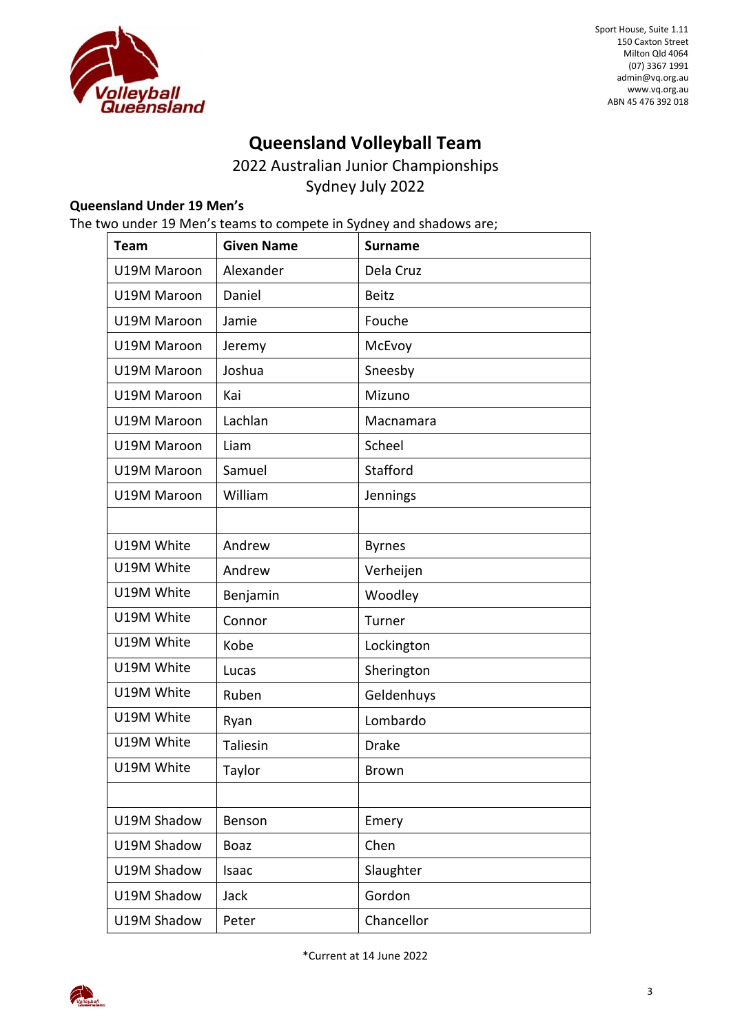# Queensland Volleyball Team

2022 Australian Junior Championships

Sydney July 2022

### Queensland Under 19 Men's

The two under 19 Men's teams to compete in Sydney and shadows are;

| Team | Given Name | Surname |
|---|---|---|
| U19M Maroon | Alexander | Dela Cruz |
| U19M Maroon | Daniel | Beitz |
| U19M Maroon | Jamie | Fouche |
| U19M Maroon | Jeremy | McEvoy |
| U19M Maroon | Joshua | Sneesby |
| U19M Maroon | Kai | Mizuno |
| U19M Maroon | Lachlan | Macnamara |
| U19M Maroon | Liam | Scheel |
| U19M Maroon | Samuel | Stafford |
| U19M Maroon | William | Jennings |
| | | |
| U19M White | Andrew | Byrnes |
| U19M White | Andrew | Verheijen |
| U19M White | Benjamin | Woodley |
| U19M White | Connor | Turner |
| U19M White | Kobe | Lockington |
| U19M White | Lucas | Sherington |
| U19M White | Ruben | Geldenhuys |
| U19M White | Ryan | Lombardo |
| U19M White | Taliesin | Drake |
| U19M White | Taylor | Brown |
| | | |
| U19M Shadow | Benson | Emery |
| U19M Shadow | Boaz | Chen |
| U19M Shadow | Isaac | Slaughter |
| U19M Shadow | Jack | Gordon |
| U19M Shadow | Peter | Chancellor |

*Current at 14 June 2022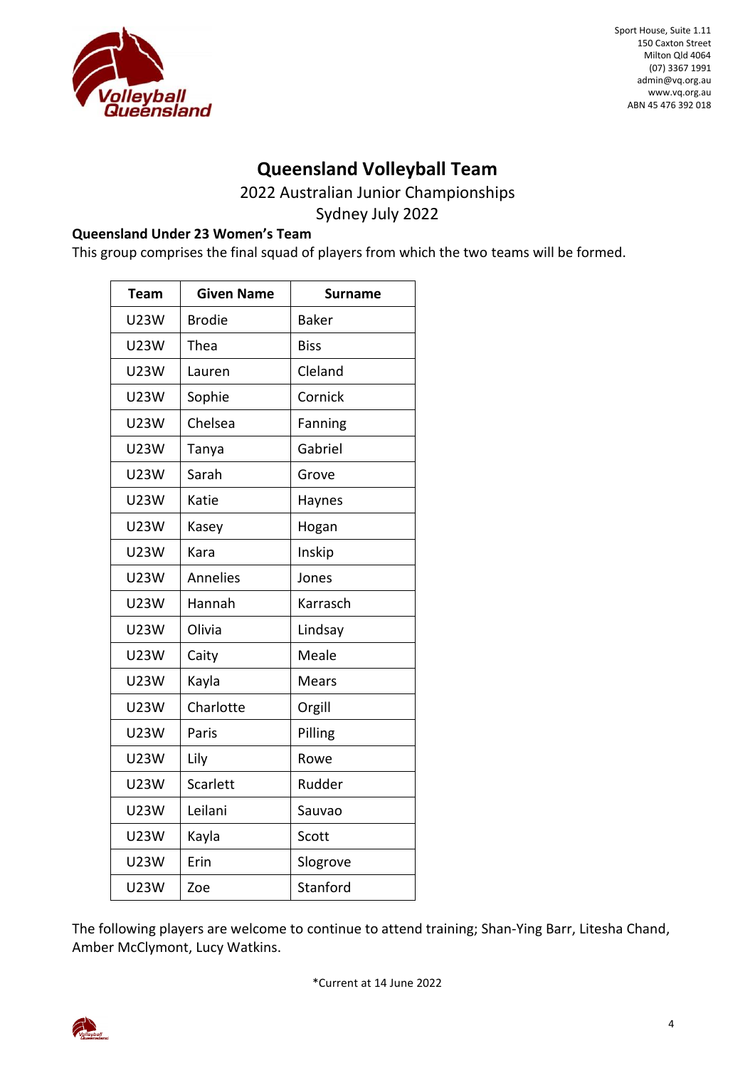Sport House, Suite 1.11
150 Caxton Street
Milton Qld 4064
(07) 3367 1991
admin@vq.org.au
www.vq.org.au
ABN 45 476 392 018

# Queensland Volleyball Team

2022 Australian Junior Championships
Sydney July 2022

**Queensland Under 23 Women's Team**

This group comprises the final squad of players from which the two teams will be formed.

| Team | Given Name | Surname |
|---|---|---|
| U23W | Brodie | Baker |
| U23W | Thea | Biss |
| U23W | Lauren | Cleland |
| U23W | Sophie | Cornick |
| U23W | Chelsea | Fanning |
| U23W | Tanya | Gabriel |
| U23W | Sarah | Grove |
| U23W | Katie | Haynes |
| U23W | Kasey | Hogan |
| U23W | Kara | Inskip |
| U23W | Annelies | Jones |
| U23W | Hannah | Karrasch |
| U23W | Olivia | Lindsay |
| U23W | Caity | Meale |
| U23W | Kayla | Mears |
| U23W | Charlotte | Orgill |
| U23W | Paris | Pilling |
| U23W | Lily | Rowe |
| U23W | Scarlett | Rudder |
| U23W | Leilani | Sauvao |
| U23W | Kayla | Scott |
| U23W | Erin | Slogrove |
| U23W | Zoe | Stanford |

The following players are welcome to continue to attend training; Shan-Ying Barr, Litesha Chand, Amber McClymont, Lucy Watkins.

*Current at 14 June 2022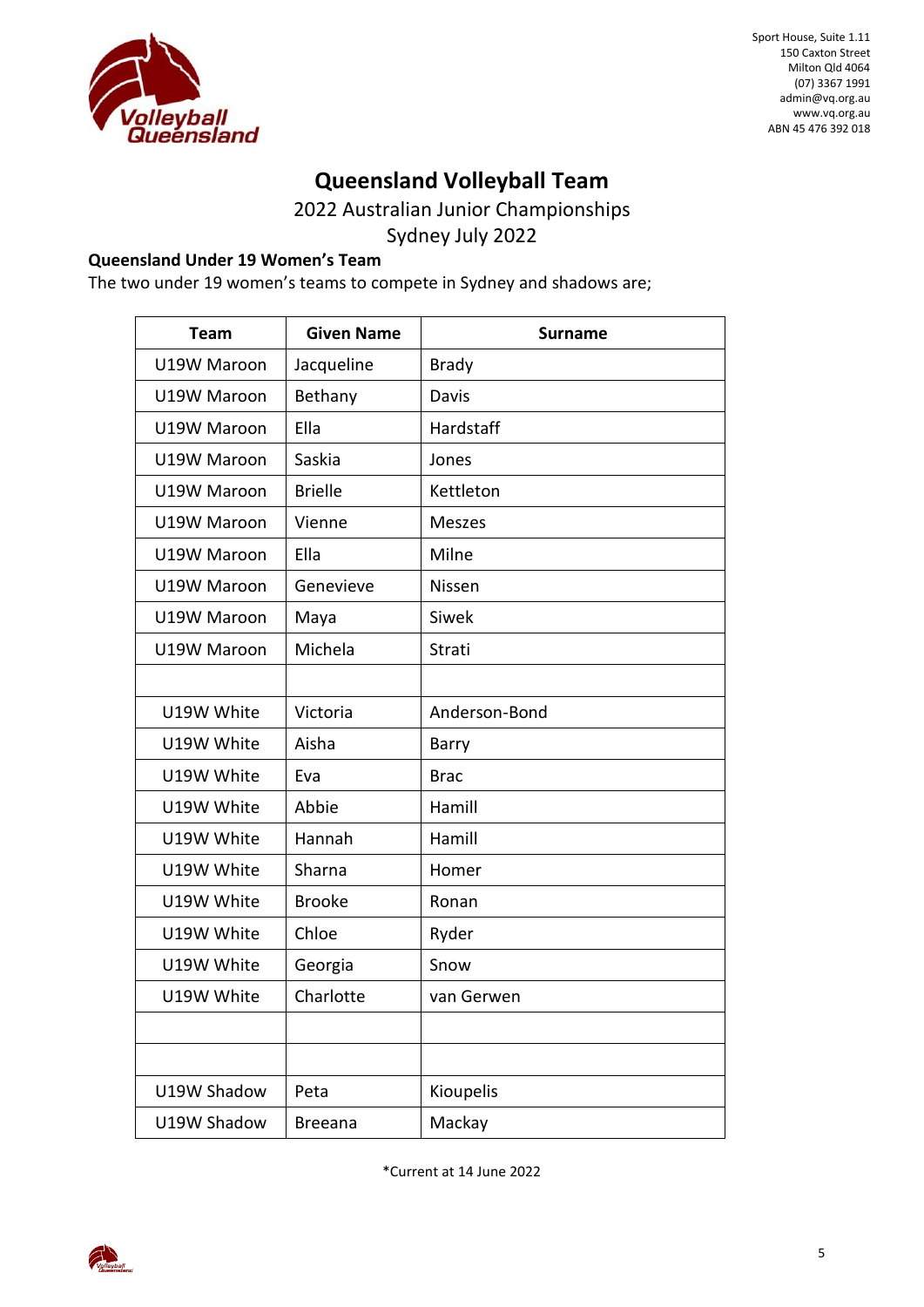Sport House, Suite 1.11
150 Caxton Street
Milton Qld 4064
(07) 3367 1991
admin@vq.org.au
www.vq.org.au
ABN 45 476 392 018

# Queensland Volleyball Team

2022 Australian Junior Championships
Sydney July 2022

**Queensland Under 19 Women's Team**

The two under 19 women's teams to compete in Sydney and shadows are;

| Team | Given Name | Surname |
|---|---|---|
| U19W Maroon | Jacqueline | Brady |
| U19W Maroon | Bethany | Davis |
| U19W Maroon | Ella | Hardstaff |
| U19W Maroon | Saskia | Jones |
| U19W Maroon | Brielle | Kettleton |
| U19W Maroon | Vienne | Meszes |
| U19W Maroon | Ella | Milne |
| U19W Maroon | Genevieve | Nissen |
| U19W Maroon | Maya | Siwek |
| U19W Maroon | Michela | Strati |
| | | |
| U19W White | Victoria | Anderson-Bond |
| U19W White | Aisha | Barry |
| U19W White | Eva | Brac |
| U19W White | Abbie | Hamill |
| U19W White | Hannah | Hamill |
| U19W White | Sharna | Homer |
| U19W White | Brooke | Ronan |
| U19W White | Chloe | Ryder |
| U19W White | Georgia | Snow |
| U19W White | Charlotte | van Gerwen |
| | | |
| | | |
| U19W Shadow | Peta | Kioupelis |
| U19W Shadow | Breeana | Mackay |

*Current at 14 June 2022